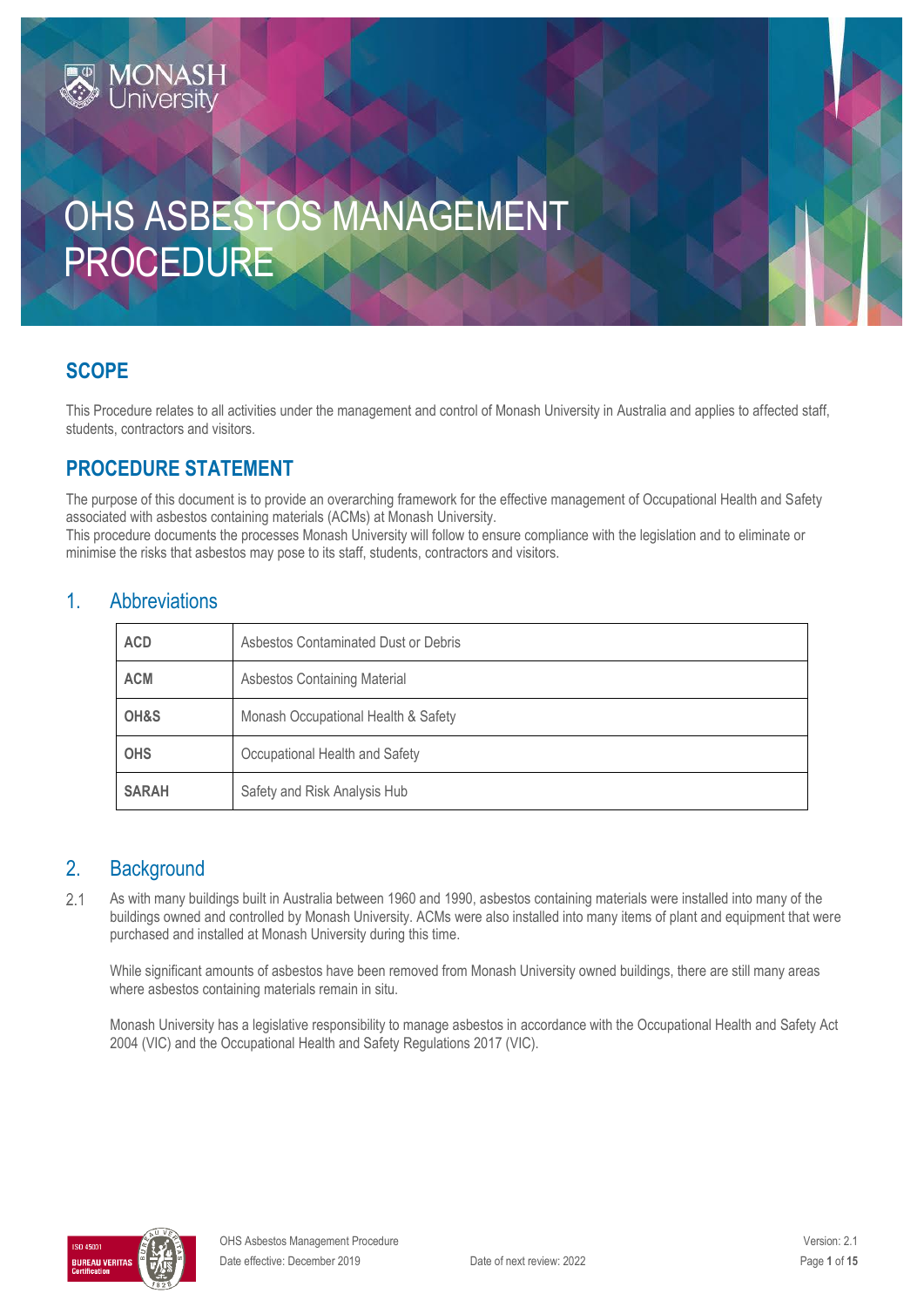# OHS ASBESTOS MANAGEMENT PROCEDURE

## SCOPE

This Procedure relates to all activities under the management and control of Monash University in Australia and applies to affected staff, students, contractors and visitors.

## PROCEDURE STATEMENT

The purpose of this document is to provide an overarching framework for the effective management of Occupational Health and Safety associated with asbestos containing materials (ACMs) at Monash University.
This procedure documents the processes Monash University will follow to ensure compliance with the legislation and to eliminate or minimise the risks that asbestos may pose to its staff, students, contractors and visitors.

## 1. Abbreviations

| | |
|---|---|
| **ACD** | Asbestos Contaminated Dust or Debris |
| **ACM** | Asbestos Containing Material |
| **OH&S** | Monash Occupational Health & Safety |
| **OHS** | Occupational Health and Safety |
| **SARAH** | Safety and Risk Analysis Hub |

## 2. Background

2.1 As with many buildings built in Australia between 1960 and 1990, asbestos containing materials were installed into many of the buildings owned and controlled by Monash University. ACMs were also installed into many items of plant and equipment that were purchased and installed at Monash University during this time.

While significant amounts of asbestos have been removed from Monash University owned buildings, there are still many areas where asbestos containing materials remain in situ.

Monash University has a legislative responsibility to manage asbestos in accordance with the Occupational Health and Safety Act 2004 (VIC) and the Occupational Health and Safety Regulations 2017 (VIC).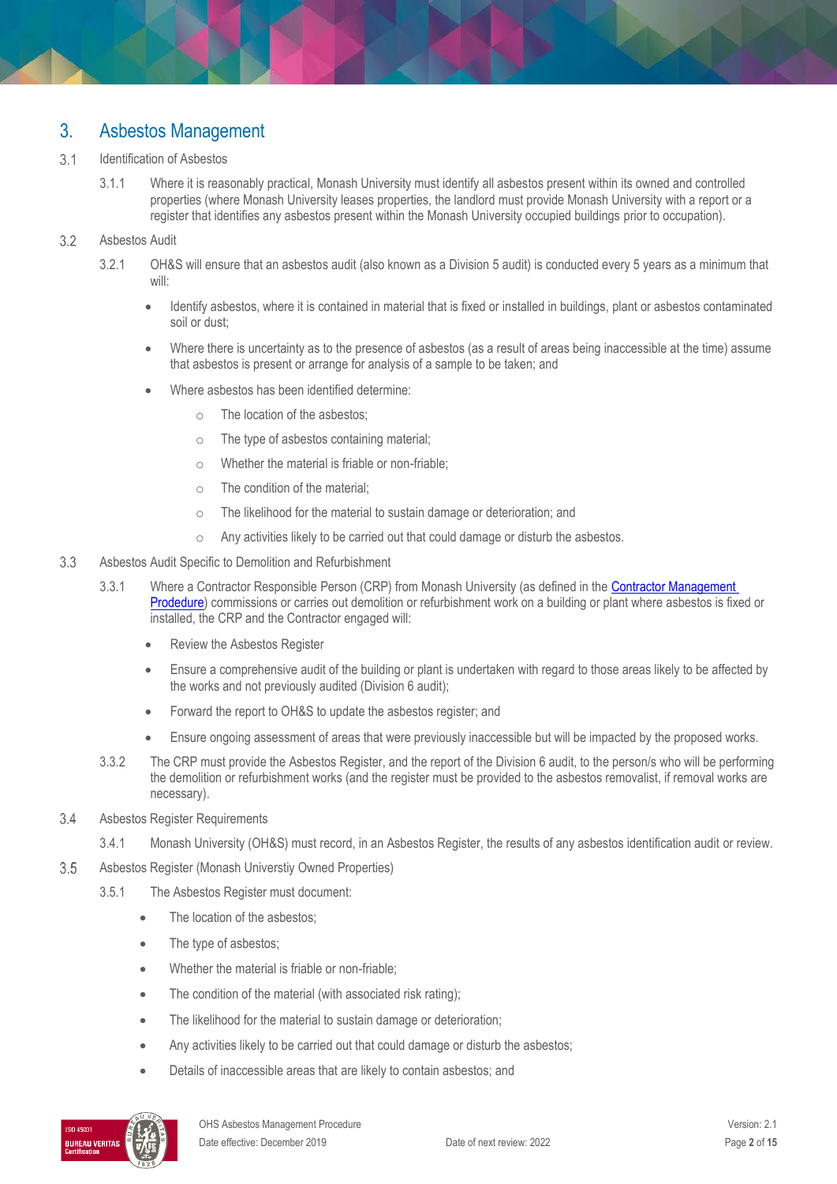## 3. Asbestos Management

### 3.1 Identification of Asbestos

3.1.1 Where it is reasonably practical, Monash University must identify all asbestos present within its owned and controlled properties (where Monash University leases properties, the landlord must provide Monash University with a report or a register that identifies any asbestos present within the Monash University occupied buildings prior to occupation).

### 3.2 Asbestos Audit

3.2.1 OH&S will ensure that an asbestos audit (also known as a Division 5 audit) is conducted every 5 years as a minimum that will:

- Identify asbestos, where it is contained in material that is fixed or installed in buildings, plant or asbestos contaminated soil or dust;
- Where there is uncertainty as to the presence of asbestos (as a result of areas being inaccessible at the time) assume that asbestos is present or arrange for analysis of a sample to be taken; and
- Where asbestos has been identified determine:
  - The location of the asbestos;
  - The type of asbestos containing material;
  - Whether the material is friable or non-friable;
  - The condition of the material;
  - The likelihood for the material to sustain damage or deterioration; and
  - Any activities likely to be carried out that could damage or disturb the asbestos.

### 3.3 Asbestos Audit Specific to Demolition and Refurbishment

3.3.1 Where a Contractor Responsible Person (CRP) from Monash University (as defined in the [Contractor Management Prodedure](#)) commissions or carries out demolition or refurbishment work on a building or plant where asbestos is fixed or installed, the CRP and the Contractor engaged will:

- Review the Asbestos Register
- Ensure a comprehensive audit of the building or plant is undertaken with regard to those areas likely to be affected by the works and not previously audited (Division 6 audit);
- Forward the report to OH&S to update the asbestos register; and
- Ensure ongoing assessment of areas that were previously inaccessible but will be impacted by the proposed works.

3.3.2 The CRP must provide the Asbestos Register, and the report of the Division 6 audit, to the person/s who will be performing the demolition or refurbishment works (and the register must be provided to the asbestos removalist, if removal works are necessary).

### 3.4 Asbestos Register Requirements

3.4.1 Monash University (OH&S) must record, in an Asbestos Register, the results of any asbestos identification audit or review.

### 3.5 Asbestos Register (Monash Universtiy Owned Properties)

3.5.1 The Asbestos Register must document:

- The location of the asbestos;
- The type of asbestos;
- Whether the material is friable or non-friable;
- The condition of the material (with associated risk rating);
- The likelihood for the material to sustain damage or deterioration;
- Any activities likely to be carried out that could damage or disturb the asbestos;
- Details of inaccessible areas that are likely to contain asbestos; and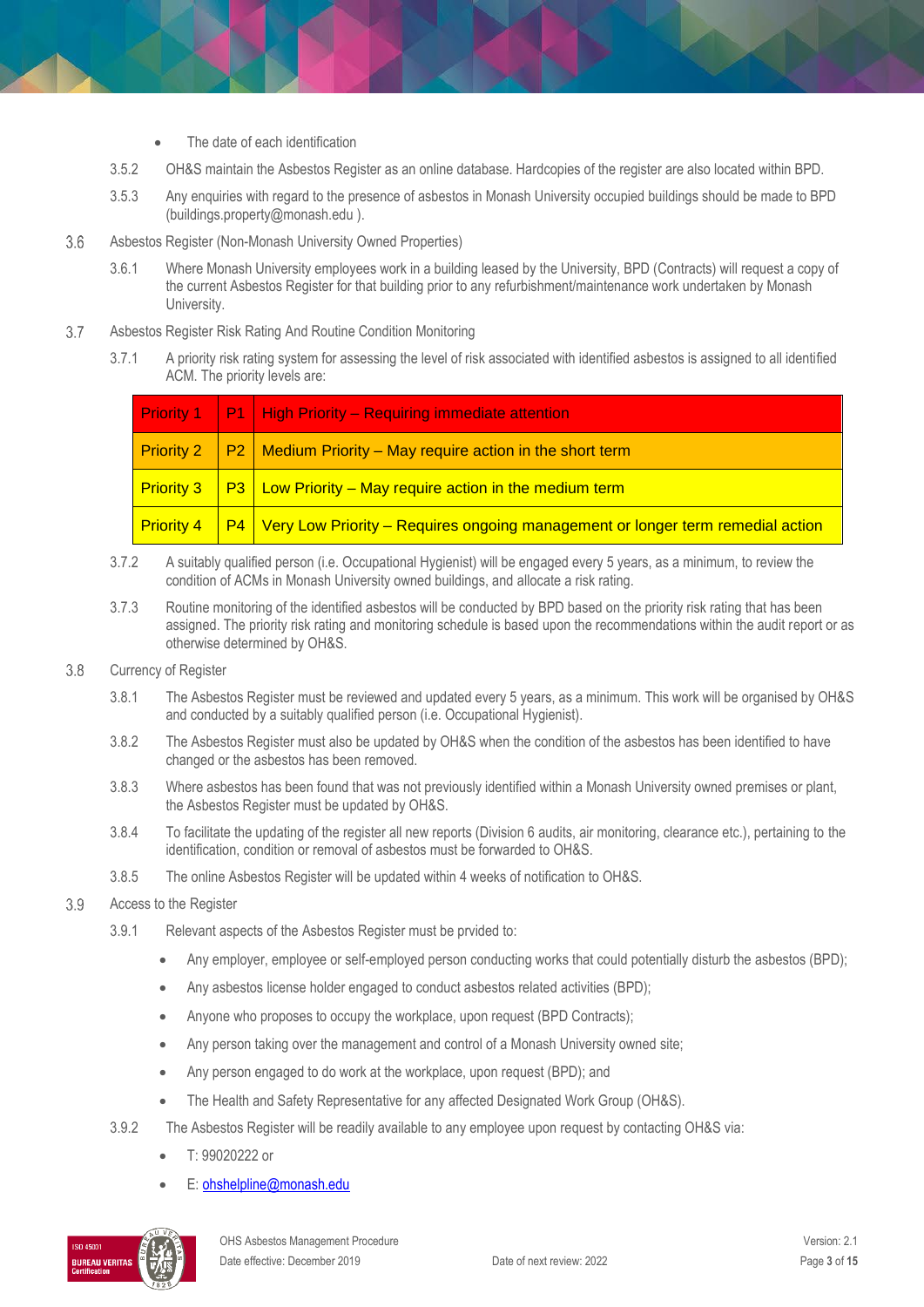- The date of each identification

3.5.2 OH&S maintain the Asbestos Register as an online database. Hardcopies of the register are also located within BPD.

3.5.3 Any enquiries with regard to the presence of asbestos in Monash University occupied buildings should be made to BPD (buildings.property@monash.edu ).

## 3.6 Asbestos Register (Non-Monash University Owned Properties)

3.6.1 Where Monash University employees work in a building leased by the University, BPD (Contracts) will request a copy of the current Asbestos Register for that building prior to any refurbishment/maintenance work undertaken by Monash University.

## 3.7 Asbestos Register Risk Rating And Routine Condition Monitoring

3.7.1 A priority risk rating system for assessing the level of risk associated with identified asbestos is assigned to all identified ACM. The priority levels are:

| | | |
|---|---|---|
| Priority 1 | P1 | High Priority – Requiring immediate attention |
| Priority 2 | P2 | Medium Priority – May require action in the short term |
| Priority 3 | P3 | Low Priority – May require action in the medium term |
| Priority 4 | P4 | Very Low Priority – Requires ongoing management or longer term remedial action |

3.7.2 A suitably qualified person (i.e. Occupational Hygienist) will be engaged every 5 years, as a minimum, to review the condition of ACMs in Monash University owned buildings, and allocate a risk rating.

3.7.3 Routine monitoring of the identified asbestos will be conducted by BPD based on the priority risk rating that has been assigned. The priority risk rating and monitoring schedule is based upon the recommendations within the audit report or as otherwise determined by OH&S.

## 3.8 Currency of Register

3.8.1 The Asbestos Register must be reviewed and updated every 5 years, as a minimum. This work will be organised by OH&S and conducted by a suitably qualified person (i.e. Occupational Hygienist).

3.8.2 The Asbestos Register must also be updated by OH&S when the condition of the asbestos has been identified to have changed or the asbestos has been removed.

3.8.3 Where asbestos has been found that was not previously identified within a Monash University owned premises or plant, the Asbestos Register must be updated by OH&S.

3.8.4 To facilitate the updating of the register all new reports (Division 6 audits, air monitoring, clearance etc.), pertaining to the identification, condition or removal of asbestos must be forwarded to OH&S.

3.8.5 The online Asbestos Register will be updated within 4 weeks of notification to OH&S.

## 3.9 Access to the Register

3.9.1 Relevant aspects of the Asbestos Register must be prvided to:

- Any employer, employee or self-employed person conducting works that could potentially disturb the asbestos (BPD);
- Any asbestos license holder engaged to conduct asbestos related activities (BPD);
- Anyone who proposes to occupy the workplace, upon request (BPD Contracts);
- Any person taking over the management and control of a Monash University owned site;
- Any person engaged to do work at the workplace, upon request (BPD); and
- The Health and Safety Representative for any affected Designated Work Group (OH&S).

3.9.2 The Asbestos Register will be readily available to any employee upon request by contacting OH&S via:

- T: 99020222 or
- E: ohshelpline@monash.edu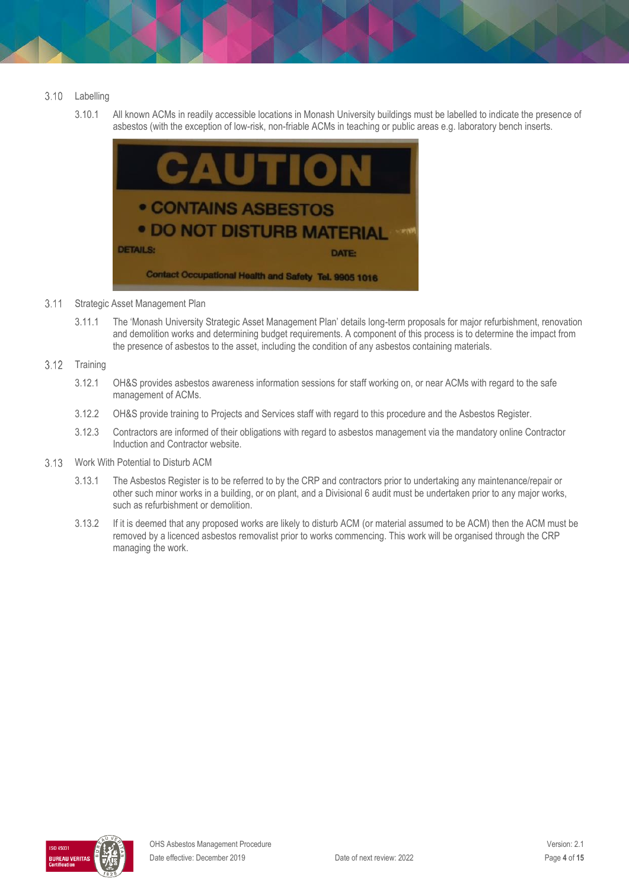### 3.10 Labelling

3.10.1 All known ACMs in readily accessible locations in Monash University buildings must be labelled to indicate the presence of asbestos (with the exception of low-risk, non-friable ACMs in teaching or public areas e.g. laboratory bench inserts.

CAUTION

- CONTAINS ASBESTOS
- DO NOT DISTURB MATERIAL

DETAILS: DATE:

Contact Occupational Health and Safety Tel. 9905 1016

### 3.11 Strategic Asset Management Plan

3.11.1 The 'Monash University Strategic Asset Management Plan' details long-term proposals for major refurbishment, renovation and demolition works and determining budget requirements. A component of this process is to determine the impact from the presence of asbestos to the asset, including the condition of any asbestos containing materials.

### 3.12 Training

3.12.1 OH&S provides asbestos awareness information sessions for staff working on, or near ACMs with regard to the safe management of ACMs.

3.12.2 OH&S provide training to Projects and Services staff with regard to this procedure and the Asbestos Register.

3.12.3 Contractors are informed of their obligations with regard to asbestos management via the mandatory online Contractor Induction and Contractor website.

### 3.13 Work With Potential to Disturb ACM

3.13.1 The Asbestos Register is to be referred to by the CRP and contractors prior to undertaking any maintenance/repair or other such minor works in a building, or on plant, and a Divisional 6 audit must be undertaken prior to any major works, such as refurbishment or demolition.

3.13.2 If it is deemed that any proposed works are likely to disturb ACM (or material assumed to be ACM) then the ACM must be removed by a licenced asbestos removalist prior to works commencing. This work will be organised through the CRP managing the work.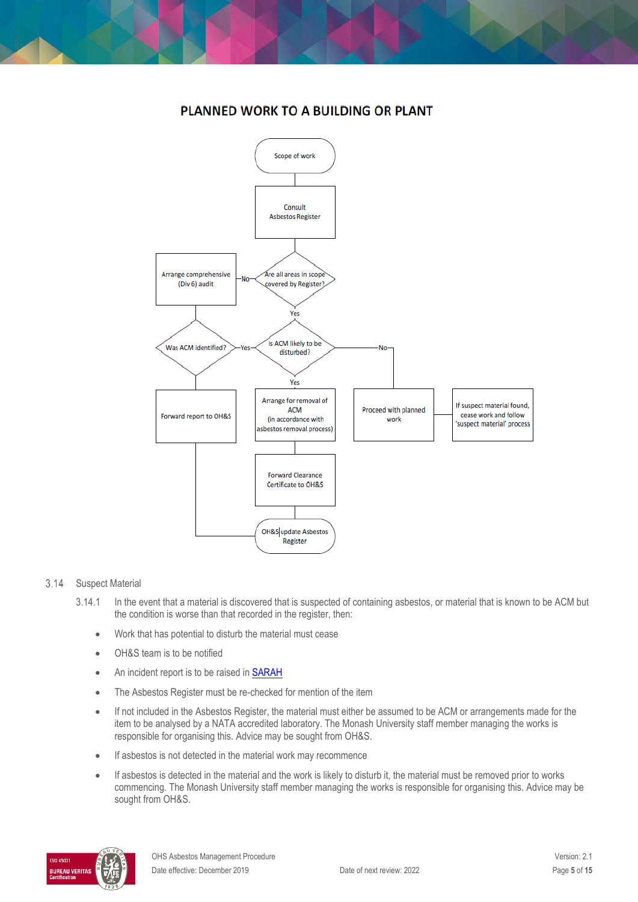# PLANNED WORK TO A BUILDING OR PLANT

Scope of work

Consult Asbestos Register

Are all areas in scope covered by Register?

No → Arrange comprehensive (Div 6) audit

Yes

Was ACM identified?

Yes

Is ACM likely to be disturbed?

No → Proceed with planned work → If suspect material found, cease work and follow 'suspect material' process

Yes → Arrange for removal of ACM (in accordance with asbestos removal process)

Forward Clearance Certificate to OH&S

Forward report to OH&S

OH&S update Asbestos Register

3.14 Suspect Material

3.14.1 In the event that a material is discovered that is suspected of containing asbestos, or material that is known to be ACM but the condition is worse than that recorded in the register, then:

- Work that has potential to disturb the material must cease
- OH&S team is to be notified
- An incident report is to be raised in SARAH
- The Asbestos Register must be re-checked for mention of the item
- If not included in the Asbestos Register, the material must either be assumed to be ACM or arrangements made for the item to be analysed by a NATA accredited laboratory. The Monash University staff member managing the works is responsible for organising this. Advice may be sought from OH&S.
- If asbestos is not detected in the material work may recommence
- If asbestos is detected in the material and the work is likely to disturb it, the material must be removed prior to works commencing. The Monash University staff member managing the works is responsible for organising this. Advice may be sought from OH&S.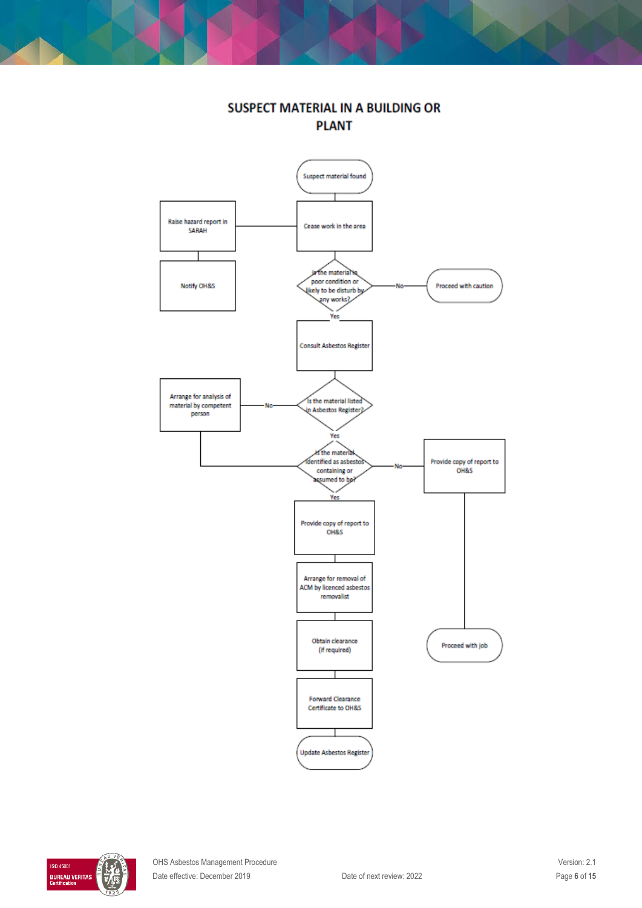# SUSPECT MATERIAL IN A BUILDING OR PLANT

Suspect material found

Raise hazard report in SARAH

Cease work in the area

Notify OH&S

Is the material in poor condition or likely to be disturb by any works?

No

Proceed with caution

Yes

Consult Asbestos Register

Arrange for analysis of material by competent person

No

Is the material listed in Asbestos Register?

Yes

Is the material identified as asbestos containing or assumed to be?

No

Provide copy of report to OH&S

Yes

Provide copy of report to OH&S

Arrange for removal of ACM by licenced asbestos removalist

Obtain clearance (if required)

Proceed with job

Forward Clearance Certificate to OH&S

Update Asbestos Register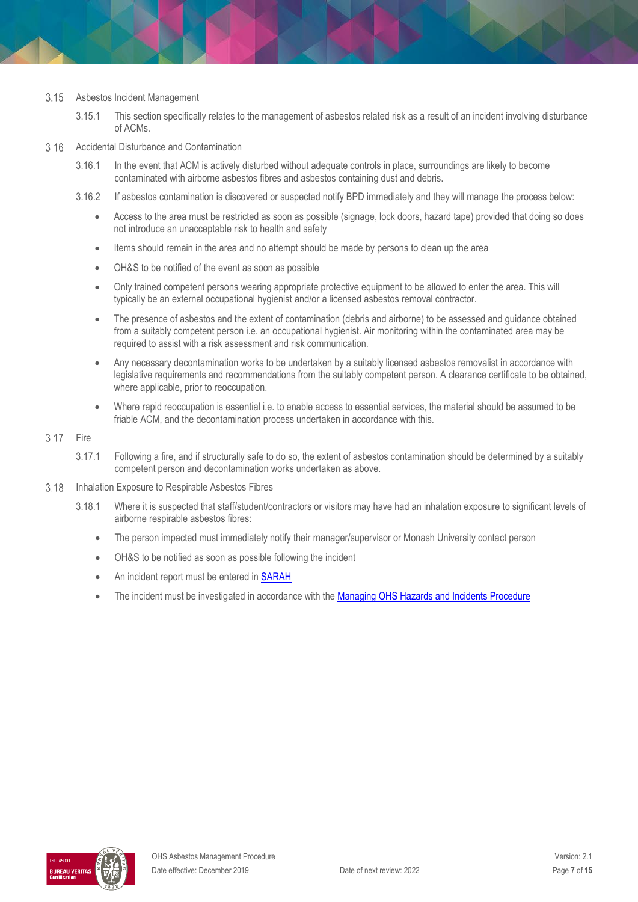### 3.15 Asbestos Incident Management

3.15.1 This section specifically relates to the management of asbestos related risk as a result of an incident involving disturbance of ACMs.

### 3.16 Accidental Disturbance and Contamination

3.16.1 In the event that ACM is actively disturbed without adequate controls in place, surroundings are likely to become contaminated with airborne asbestos fibres and asbestos containing dust and debris.

3.16.2 If asbestos contamination is discovered or suspected notify BPD immediately and they will manage the process below:

- Access to the area must be restricted as soon as possible (signage, lock doors, hazard tape) provided that doing so does not introduce an unacceptable risk to health and safety
- Items should remain in the area and no attempt should be made by persons to clean up the area
- OH&S to be notified of the event as soon as possible
- Only trained competent persons wearing appropriate protective equipment to be allowed to enter the area. This will typically be an external occupational hygienist and/or a licensed asbestos removal contractor.
- The presence of asbestos and the extent of contamination (debris and airborne) to be assessed and guidance obtained from a suitably competent person i.e. an occupational hygienist. Air monitoring within the contaminated area may be required to assist with a risk assessment and risk communication.
- Any necessary decontamination works to be undertaken by a suitably licensed asbestos removalist in accordance with legislative requirements and recommendations from the suitably competent person. A clearance certificate to be obtained, where applicable, prior to reoccupation.
- Where rapid reoccupation is essential i.e. to enable access to essential services, the material should be assumed to be friable ACM, and the decontamination process undertaken in accordance with this.

### 3.17 Fire

3.17.1 Following a fire, and if structurally safe to do so, the extent of asbestos contamination should be determined by a suitably competent person and decontamination works undertaken as above.

### 3.18 Inhalation Exposure to Respirable Asbestos Fibres

3.18.1 Where it is suspected that staff/student/contractors or visitors may have had an inhalation exposure to significant levels of airborne respirable asbestos fibres:

- The person impacted must immediately notify their manager/supervisor or Monash University contact person
- OH&S to be notified as soon as possible following the incident
- An incident report must be entered in SARAH
- The incident must be investigated in accordance with the Managing OHS Hazards and Incidents Procedure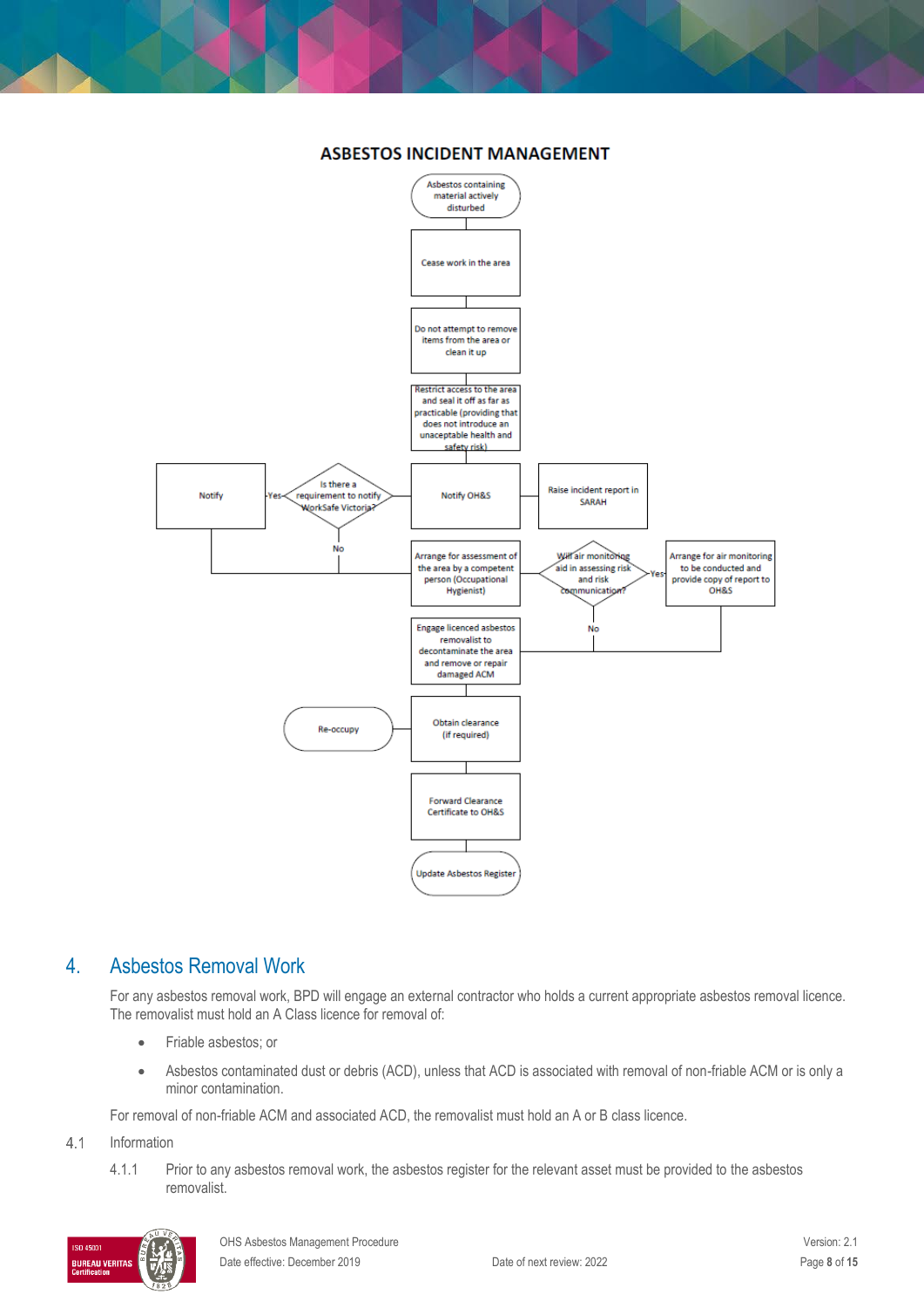## ASBESTOS INCIDENT MANAGEMENT

Asbestos containing material actively disturbed

Cease work in the area

Do not attempt to remove items from the area or clean it up

Restrict access to the area and seal it off as far as practicable (providing that does not introduce an unacceptable health and safety risk)

Notify OH&S — Raise incident report in SARAH

Is there a requirement to notify WorkSafe Victoria? — Yes: Notify; No: continue

Arrange for assessment of the area by a competent person (Occupational Hygienist)

Will air monitoring aid in assessing risk and risk communication? — Yes: Arrange for air monitoring to be conducted and provide copy of report to OH&S; No: continue

Engage licenced asbestos removalist to decontaminate the area and remove or repair damaged ACM

Obtain clearance (if required) — Re-occupy

Forward Clearance Certificate to OH&S

Update Asbestos Register

# 4. Asbestos Removal Work

For any asbestos removal work, BPD will engage an external contractor who holds a current appropriate asbestos removal licence. The removalist must hold an A Class licence for removal of:

- Friable asbestos; or
- Asbestos contaminated dust or debris (ACD), unless that ACD is associated with removal of non-friable ACM or is only a minor contamination.

For removal of non-friable ACM and associated ACD, the removalist must hold an A or B class licence.

## 4.1 Information

4.1.1 Prior to any asbestos removal work, the asbestos register for the relevant asset must be provided to the asbestos removalist.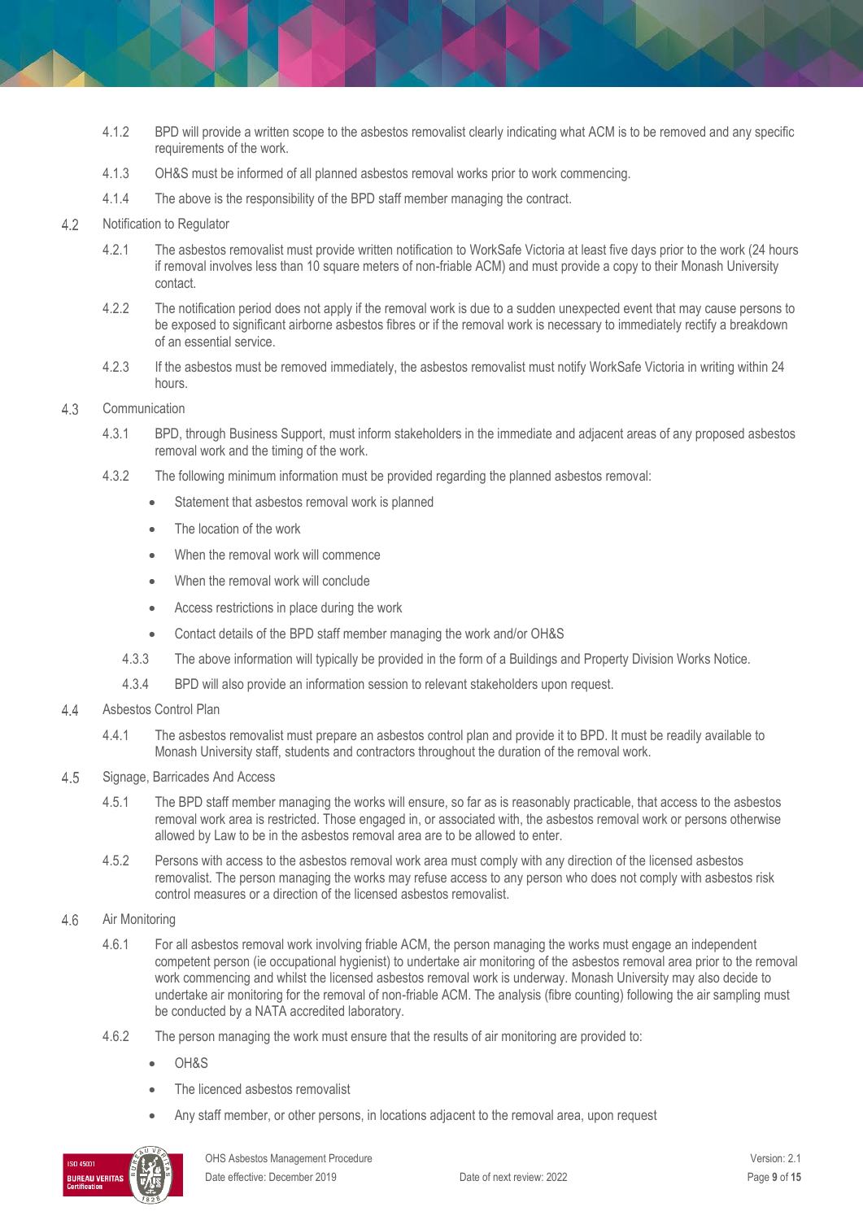4.1.2 BPD will provide a written scope to the asbestos removalist clearly indicating what ACM is to be removed and any specific requirements of the work.

4.1.3 OH&S must be informed of all planned asbestos removal works prior to work commencing.

4.1.4 The above is the responsibility of the BPD staff member managing the contract.

### 4.2 Notification to Regulator

4.2.1 The asbestos removalist must provide written notification to WorkSafe Victoria at least five days prior to the work (24 hours if removal involves less than 10 square meters of non-friable ACM) and must provide a copy to their Monash University contact.

4.2.2 The notification period does not apply if the removal work is due to a sudden unexpected event that may cause persons to be exposed to significant airborne asbestos fibres or if the removal work is necessary to immediately rectify a breakdown of an essential service.

4.2.3 If the asbestos must be removed immediately, the asbestos removalist must notify WorkSafe Victoria in writing within 24 hours.

### 4.3 Communication

4.3.1 BPD, through Business Support, must inform stakeholders in the immediate and adjacent areas of any proposed asbestos removal work and the timing of the work.

4.3.2 The following minimum information must be provided regarding the planned asbestos removal:

- Statement that asbestos removal work is planned
- The location of the work
- When the removal work will commence
- When the removal work will conclude
- Access restrictions in place during the work
- Contact details of the BPD staff member managing the work and/or OH&S

4.3.3 The above information will typically be provided in the form of a Buildings and Property Division Works Notice.

4.3.4 BPD will also provide an information session to relevant stakeholders upon request.

### 4.4 Asbestos Control Plan

4.4.1 The asbestos removalist must prepare an asbestos control plan and provide it to BPD. It must be readily available to Monash University staff, students and contractors throughout the duration of the removal work.

### 4.5 Signage, Barricades And Access

4.5.1 The BPD staff member managing the works will ensure, so far as is reasonably practicable, that access to the asbestos removal work area is restricted. Those engaged in, or associated with, the asbestos removal work or persons otherwise allowed by Law to be in the asbestos removal area are to be allowed to enter.

4.5.2 Persons with access to the asbestos removal work area must comply with any direction of the licensed asbestos removalist. The person managing the works may refuse access to any person who does not comply with asbestos risk control measures or a direction of the licensed asbestos removalist.

### 4.6 Air Monitoring

4.6.1 For all asbestos removal work involving friable ACM, the person managing the works must engage an independent competent person (ie occupational hygienist) to undertake air monitoring of the asbestos removal area prior to the removal work commencing and whilst the licensed asbestos removal work is underway. Monash University may also decide to undertake air monitoring for the removal of non-friable ACM. The analysis (fibre counting) following the air sampling must be conducted by a NATA accredited laboratory.

4.6.2 The person managing the work must ensure that the results of air monitoring are provided to:

- OH&S
- The licenced asbestos removalist
- Any staff member, or other persons, in locations adjacent to the removal area, upon request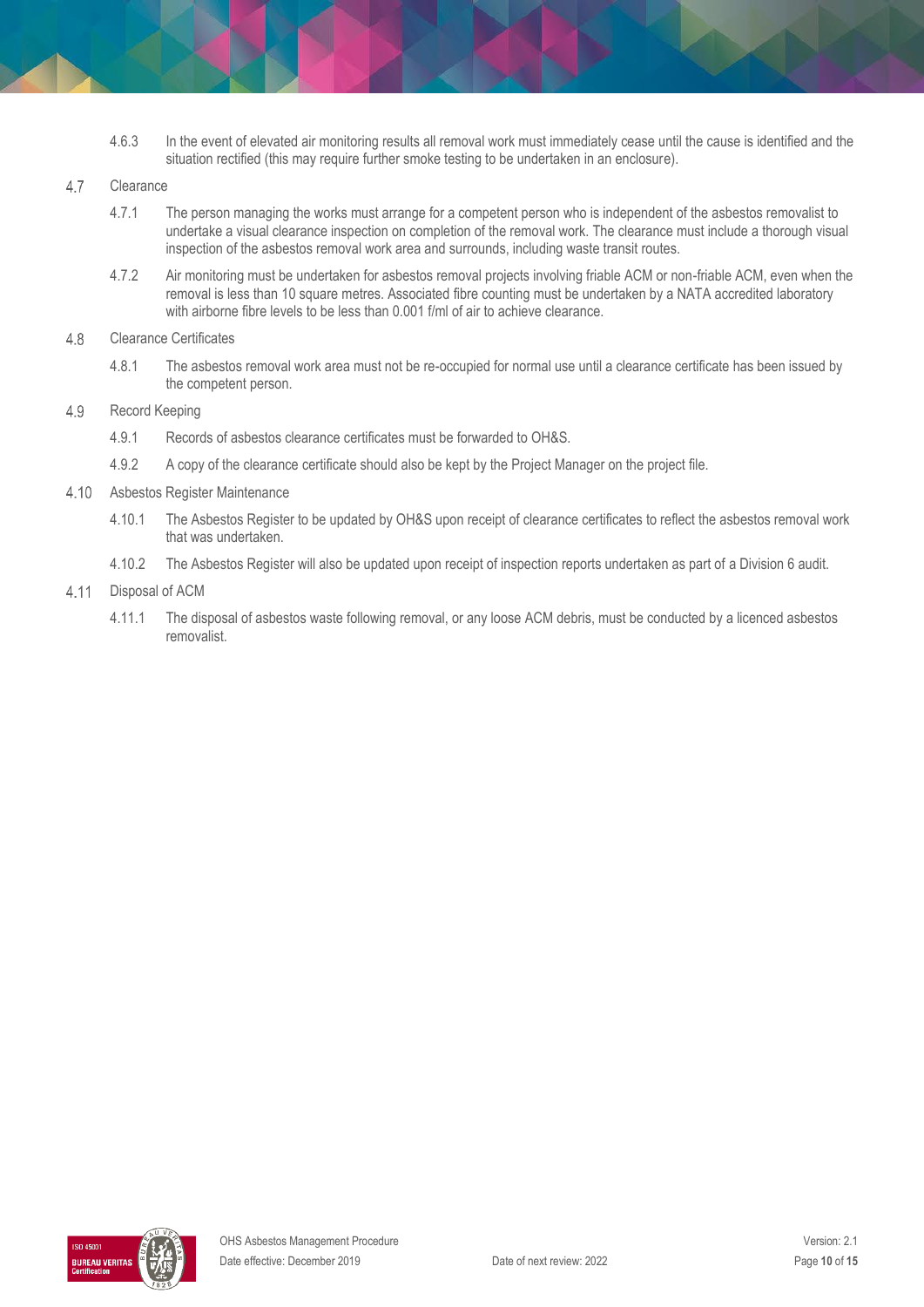4.6.3 In the event of elevated air monitoring results all removal work must immediately cease until the cause is identified and the situation rectified (this may require further smoke testing to be undertaken in an enclosure).

## 4.7 Clearance

4.7.1 The person managing the works must arrange for a competent person who is independent of the asbestos removalist to undertake a visual clearance inspection on completion of the removal work. The clearance must include a thorough visual inspection of the asbestos removal work area and surrounds, including waste transit routes.

4.7.2 Air monitoring must be undertaken for asbestos removal projects involving friable ACM or non-friable ACM, even when the removal is less than 10 square metres. Associated fibre counting must be undertaken by a NATA accredited laboratory with airborne fibre levels to be less than 0.001 f/ml of air to achieve clearance.

## 4.8 Clearance Certificates

4.8.1 The asbestos removal work area must not be re-occupied for normal use until a clearance certificate has been issued by the competent person.

## 4.9 Record Keeping

4.9.1 Records of asbestos clearance certificates must be forwarded to OH&S.

4.9.2 A copy of the clearance certificate should also be kept by the Project Manager on the project file.

## 4.10 Asbestos Register Maintenance

4.10.1 The Asbestos Register to be updated by OH&S upon receipt of clearance certificates to reflect the asbestos removal work that was undertaken.

4.10.2 The Asbestos Register will also be updated upon receipt of inspection reports undertaken as part of a Division 6 audit.

## 4.11 Disposal of ACM

4.11.1 The disposal of asbestos waste following removal, or any loose ACM debris, must be conducted by a licenced asbestos removalist.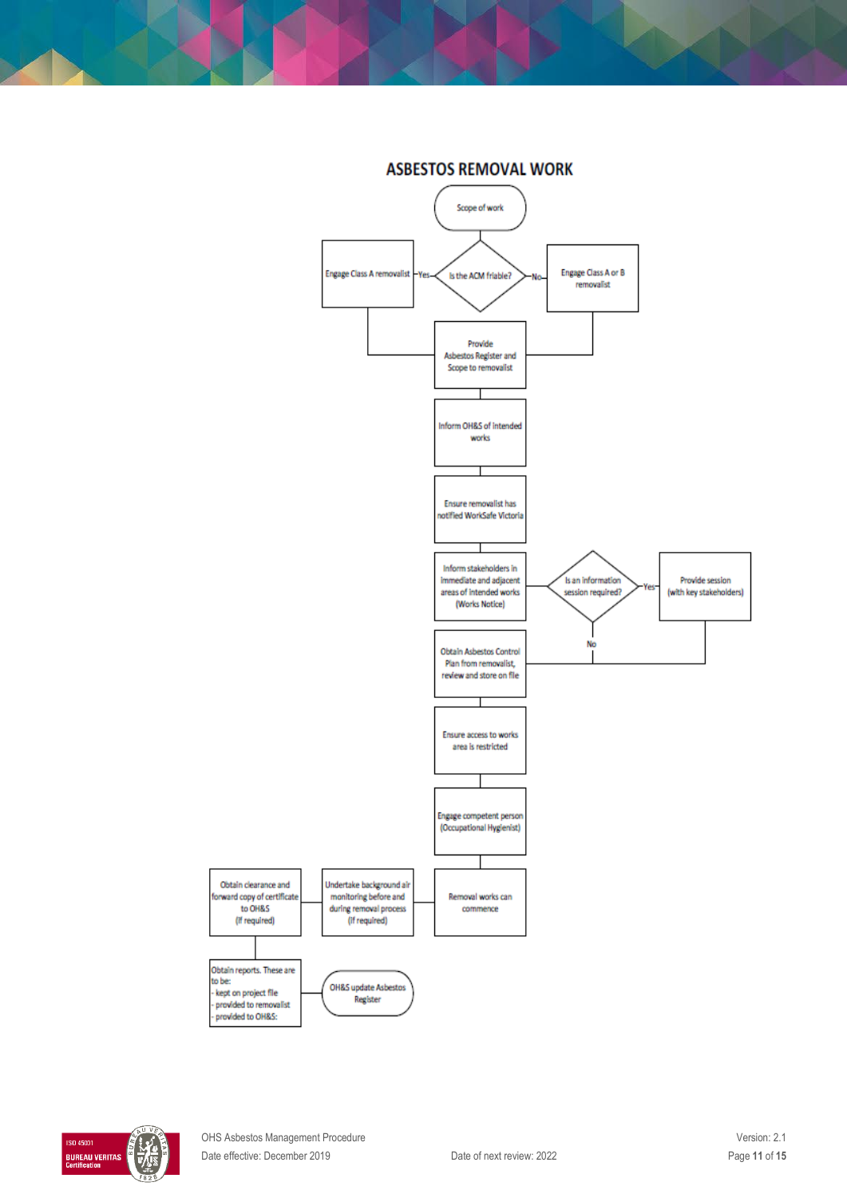# ASBESTOS REMOVAL WORK

- Scope of work
- Is the ACM friable?
  - Yes → Engage Class A removalist
  - No → Engage Class A or B removalist
- Provide Asbestos Register and Scope to removalist
- Inform OH&S of intended works
- Ensure removalist has notified WorkSafe Victoria
- Inform stakeholders in immediate and adjacent areas of intended works (Works Notice)
- Is an information session required?
  - Yes → Provide session (with key stakeholders)
  - No
- Obtain Asbestos Control Plan from removalist, review and store on file
- Ensure access to works area is restricted
- Engage competent person (Occupational Hygienist)
- Removal works can commence
- Undertake background air monitoring before and during removal process (If required)
- Obtain clearance and forward copy of certificate to OH&S (If required)
- Obtain reports. These are to be:
  - kept on project file
  - provided to removalist
  - provided to OH&S:
- OH&S update Asbestos Register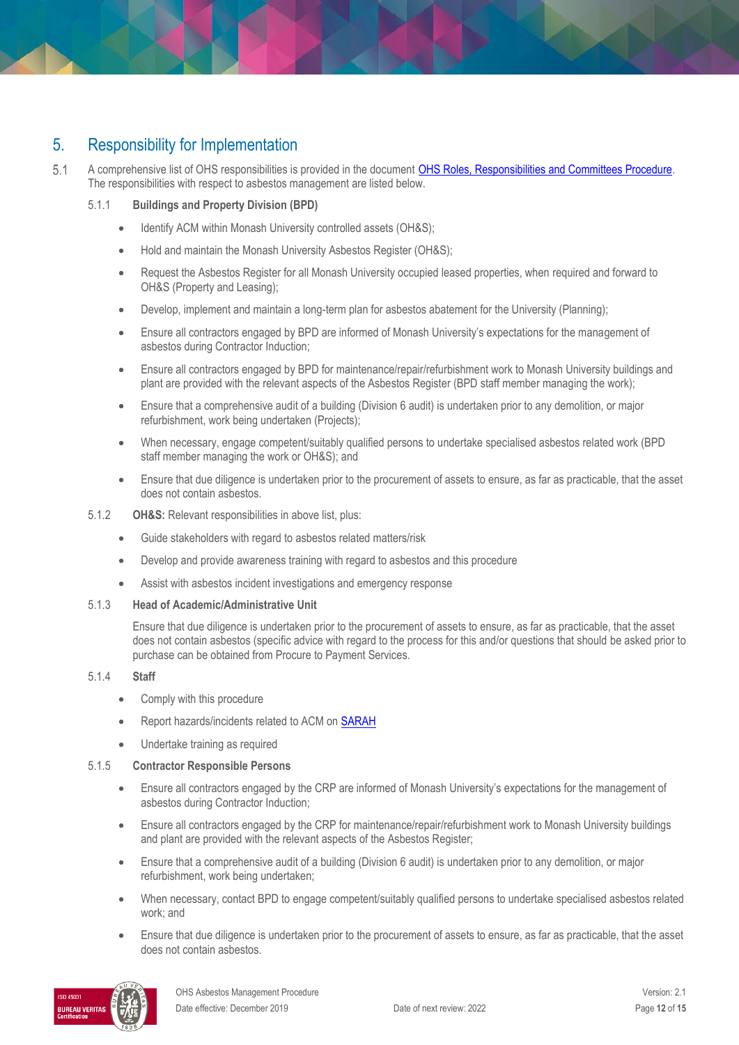## 5. Responsibility for Implementation

5.1 A comprehensive list of OHS responsibilities is provided in the document [OHS Roles, Responsibilities and Committees Procedure](). The responsibilities with respect to asbestos management are listed below.

### 5.1.1 Buildings and Property Division (BPD)

- Identify ACM within Monash University controlled assets (OH&S);
- Hold and maintain the Monash University Asbestos Register (OH&S);
- Request the Asbestos Register for all Monash University occupied leased properties, when required and forward to OH&S (Property and Leasing);
- Develop, implement and maintain a long-term plan for asbestos abatement for the University (Planning);
- Ensure all contractors engaged by BPD are informed of Monash University's expectations for the management of asbestos during Contractor Induction;
- Ensure all contractors engaged by BPD for maintenance/repair/refurbishment work to Monash University buildings and plant are provided with the relevant aspects of the Asbestos Register (BPD staff member managing the work);
- Ensure that a comprehensive audit of a building (Division 6 audit) is undertaken prior to any demolition, or major refurbishment, work being undertaken (Projects);
- When necessary, engage competent/suitably qualified persons to undertake specialised asbestos related work (BPD staff member managing the work or OH&S); and
- Ensure that due diligence is undertaken prior to the procurement of assets to ensure, as far as practicable, that the asset does not contain asbestos.

### 5.1.2 OH&S: Relevant responsibilities in above list, plus:

- Guide stakeholders with regard to asbestos related matters/risk
- Develop and provide awareness training with regard to asbestos and this procedure
- Assist with asbestos incident investigations and emergency response

### 5.1.3 Head of Academic/Administrative Unit

Ensure that due diligence is undertaken prior to the procurement of assets to ensure, as far as practicable, that the asset does not contain asbestos (specific advice with regard to the process for this and/or questions that should be asked prior to purchase can be obtained from Procure to Payment Services.

### 5.1.4 Staff

- Comply with this procedure
- Report hazards/incidents related to ACM on [SARAH]()
- Undertake training as required

### 5.1.5 Contractor Responsible Persons

- Ensure all contractors engaged by the CRP are informed of Monash University's expectations for the management of asbestos during Contractor Induction;
- Ensure all contractors engaged by the CRP for maintenance/repair/refurbishment work to Monash University buildings and plant are provided with the relevant aspects of the Asbestos Register;
- Ensure that a comprehensive audit of a building (Division 6 audit) is undertaken prior to any demolition, or major refurbishment, work being undertaken;
- When necessary, contact BPD to engage competent/suitably qualified persons to undertake specialised asbestos related work; and
- Ensure that due diligence is undertaken prior to the procurement of assets to ensure, as far as practicable, that the asset does not contain asbestos.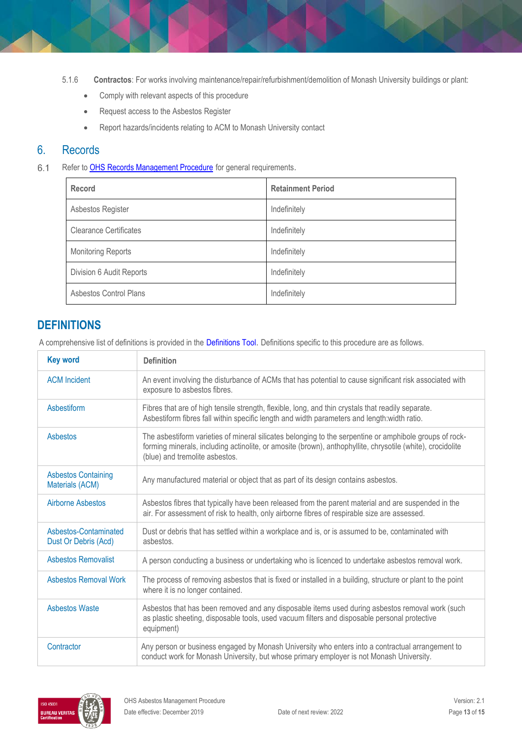5.1.6 **Contractos**: For works involving maintenance/repair/refurbishment/demolition of Monash University buildings or plant:

- Comply with relevant aspects of this procedure
- Request access to the Asbestos Register
- Report hazards/incidents relating to ACM to Monash University contact

## 6. Records

6.1 Refer to [OHS Records Management Procedure]() for general requirements.

| Record | Retainment Period |
|---|---|
| Asbestos Register | Indefinitely |
| Clearance Certificates | Indefinitely |
| Monitoring Reports | Indefinitely |
| Division 6 Audit Reports | Indefinitely |
| Asbestos Control Plans | Indefinitely |

## DEFINITIONS

A comprehensive list of definitions is provided in the Definitions Tool. Definitions specific to this procedure are as follows.

| Key word | Definition |
|---|---|
| ACM Incident | An event involving the disturbance of ACMs that has potential to cause significant risk associated with exposure to asbestos fibres. |
| Asbestiform | Fibres that are of high tensile strength, flexible, long, and thin crystals that readily separate. Asbestiform fibres fall within specific length and width parameters and length:width ratio. |
| Asbestos | The asbestiform varieties of mineral silicates belonging to the serpentine or amphibole groups of rock-forming minerals, including actinolite, or amosite (brown), anthophyllite, chrysotile (white), crocidolite (blue) and tremolite asbestos. |
| Asbestos Containing Materials (ACM) | Any manufactured material or object that as part of its design contains asbestos. |
| Airborne Asbestos | Asbestos fibres that typically have been released from the parent material and are suspended in the air. For assessment of risk to health, only airborne fibres of respirable size are assessed. |
| Asbestos-Contaminated Dust Or Debris (Acd) | Dust or debris that has settled within a workplace and is, or is assumed to be, contaminated with asbestos. |
| Asbestos Removalist | A person conducting a business or undertaking who is licenced to undertake asbestos removal work. |
| Asbestos Removal Work | The process of removing asbestos that is fixed or installed in a building, structure or plant to the point where it is no longer contained. |
| Asbestos Waste | Asbestos that has been removed and any disposable items used during asbestos removal work (such as plastic sheeting, disposable tools, used vacuum filters and disposable personal protective equipment) |
| Contractor | Any person or business engaged by Monash University who enters into a contractual arrangement to conduct work for Monash University, but whose primary employer is not Monash University. |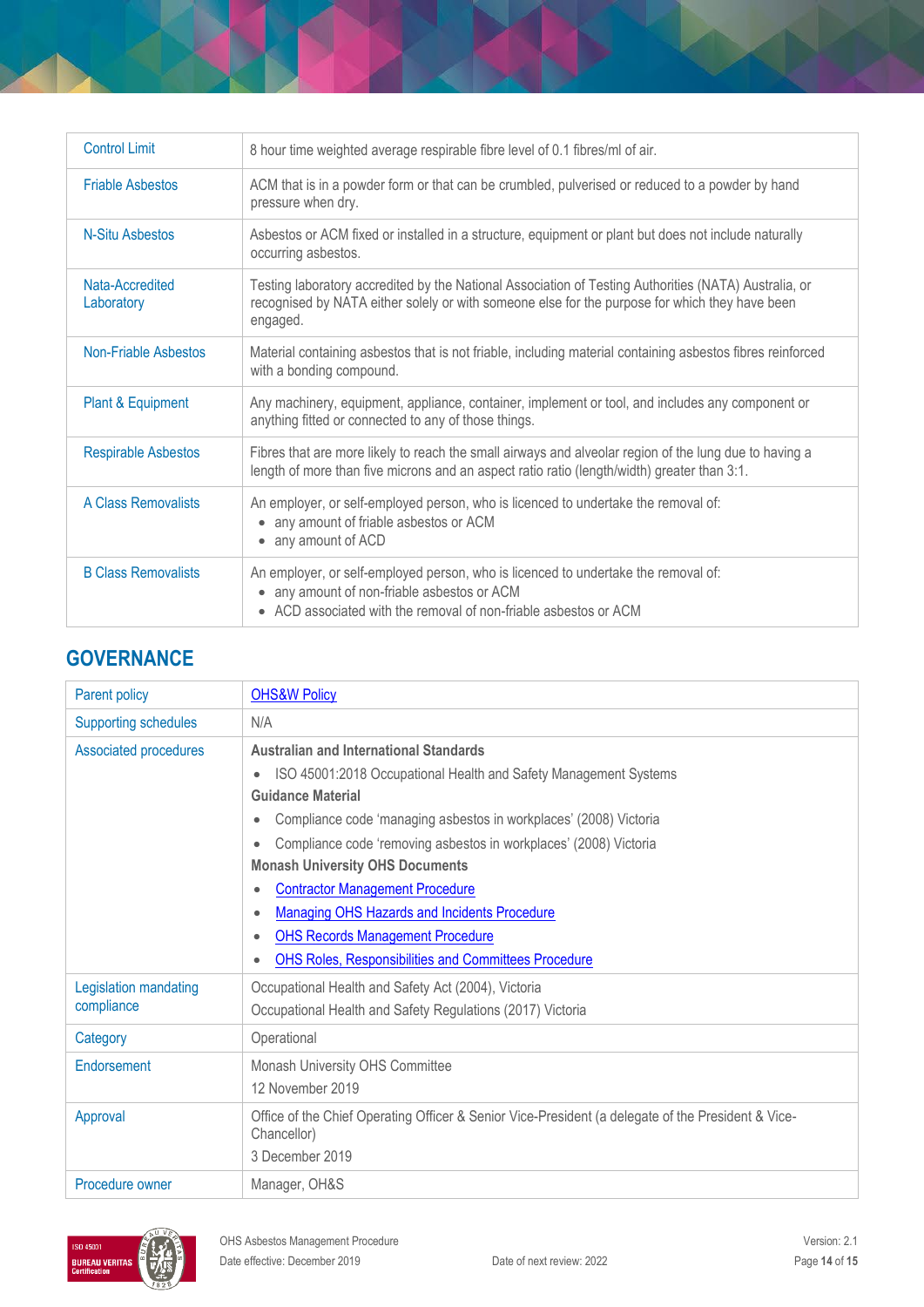| | |
|---|---|
| Control Limit | 8 hour time weighted average respirable fibre level of 0.1 fibres/ml of air. |
| Friable Asbestos | ACM that is in a powder form or that can be crumbled, pulverised or reduced to a powder by hand pressure when dry. |
| N-Situ Asbestos | Asbestos or ACM fixed or installed in a structure, equipment or plant but does not include naturally occurring asbestos. |
| Nata-Accredited Laboratory | Testing laboratory accredited by the National Association of Testing Authorities (NATA) Australia, or recognised by NATA either solely or with someone else for the purpose for which they have been engaged. |
| Non-Friable Asbestos | Material containing asbestos that is not friable, including material containing asbestos fibres reinforced with a bonding compound. |
| Plant & Equipment | Any machinery, equipment, appliance, container, implement or tool, and includes any component or anything fitted or connected to any of those things. |
| Respirable Asbestos | Fibres that are more likely to reach the small airways and alveolar region of the lung due to having a length of more than five microns and an aspect ratio ratio (length/width) greater than 3:1. |
| A Class Removalists | An employer, or self-employed person, who is licenced to undertake the removal of:<br>• any amount of friable asbestos or ACM<br>• any amount of ACD |
| B Class Removalists | An employer, or self-employed person, who is licenced to undertake the removal of:<br>• any amount of non-friable asbestos or ACM<br>• ACD associated with the removal of non-friable asbestos or ACM |

## GOVERNANCE

| | |
|---|---|
| Parent policy | OHS&W Policy |
| Supporting schedules | N/A |
| Associated procedures | **Australian and International Standards**<br>• ISO 45001:2018 Occupational Health and Safety Management Systems<br>**Guidance Material**<br>• Compliance code 'managing asbestos in workplaces' (2008) Victoria<br>• Compliance code 'removing asbestos in workplaces' (2008) Victoria<br>**Monash University OHS Documents**<br>• Contractor Management Procedure<br>• Managing OHS Hazards and Incidents Procedure<br>• OHS Records Management Procedure<br>• OHS Roles, Responsibilities and Committees Procedure |
| Legislation mandating compliance | Occupational Health and Safety Act (2004), Victoria<br>Occupational Health and Safety Regulations (2017) Victoria |
| Category | Operational |
| Endorsement | Monash University OHS Committee<br>12 November 2019 |
| Approval | Office of the Chief Operating Officer & Senior Vice-President (a delegate of the President & Vice-Chancellor)<br>3 December 2019 |
| Procedure owner | Manager, OH&S |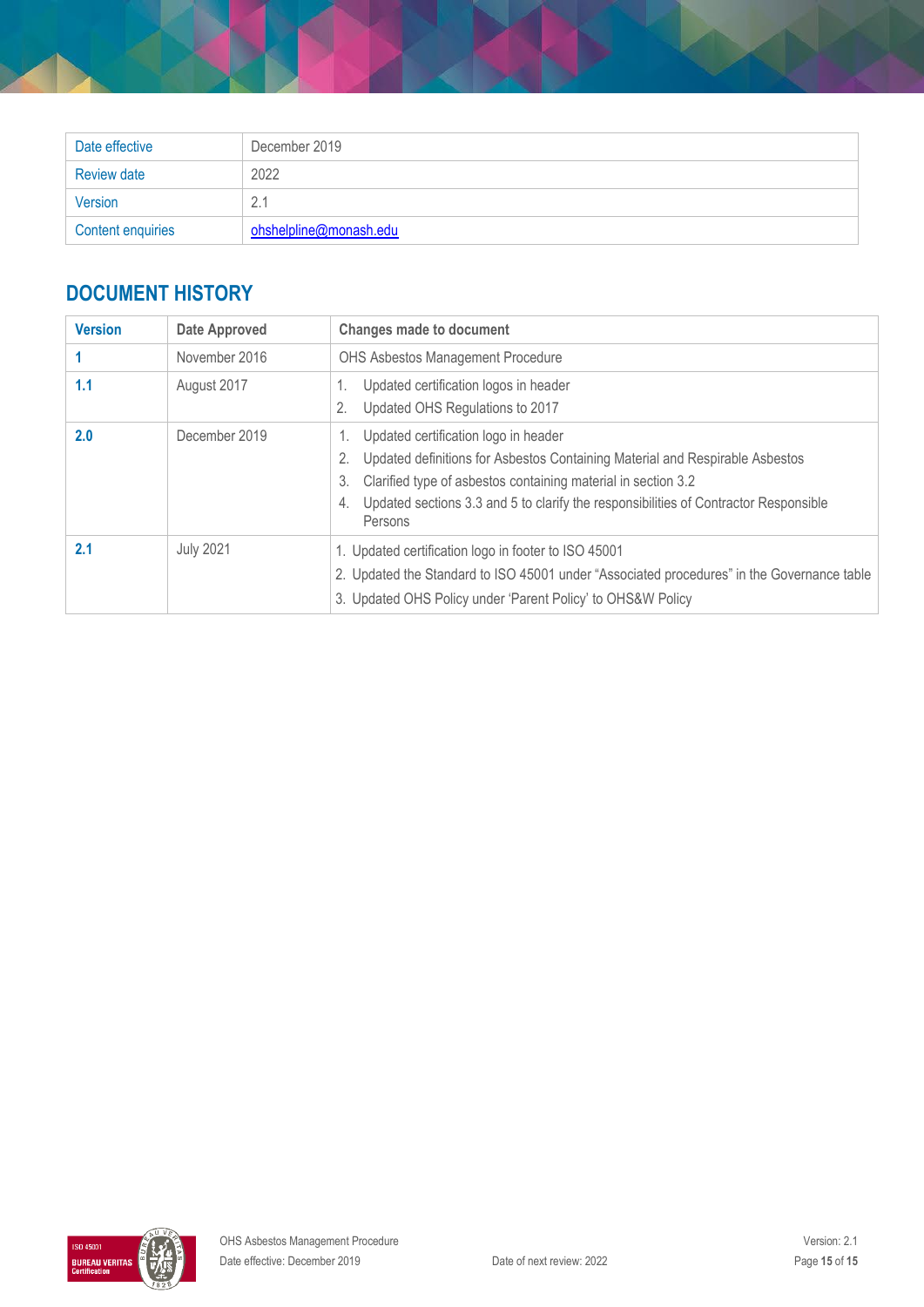| | |
|---|---|
| Date effective | December 2019 |
| Review date | 2022 |
| Version | 2.1 |
| Content enquiries | ohshelpline@monash.edu |

## DOCUMENT HISTORY

| Version | Date Approved | Changes made to document |
|---|---|---|
| 1 | November 2016 | OHS Asbestos Management Procedure |
| 1.1 | August 2017 | 1. Updated certification logos in header<br>2. Updated OHS Regulations to 2017 |
| 2.0 | December 2019 | 1. Updated certification logo in header<br>2. Updated definitions for Asbestos Containing Material and Respirable Asbestos<br>3. Clarified type of asbestos containing material in section 3.2<br>4. Updated sections 3.3 and 5 to clarify the responsibilities of Contractor Responsible Persons |
| 2.1 | July 2021 | 1. Updated certification logo in footer to ISO 45001<br>2. Updated the Standard to ISO 45001 under "Associated procedures" in the Governance table<br>3. Updated OHS Policy under 'Parent Policy' to OHS&W Policy |